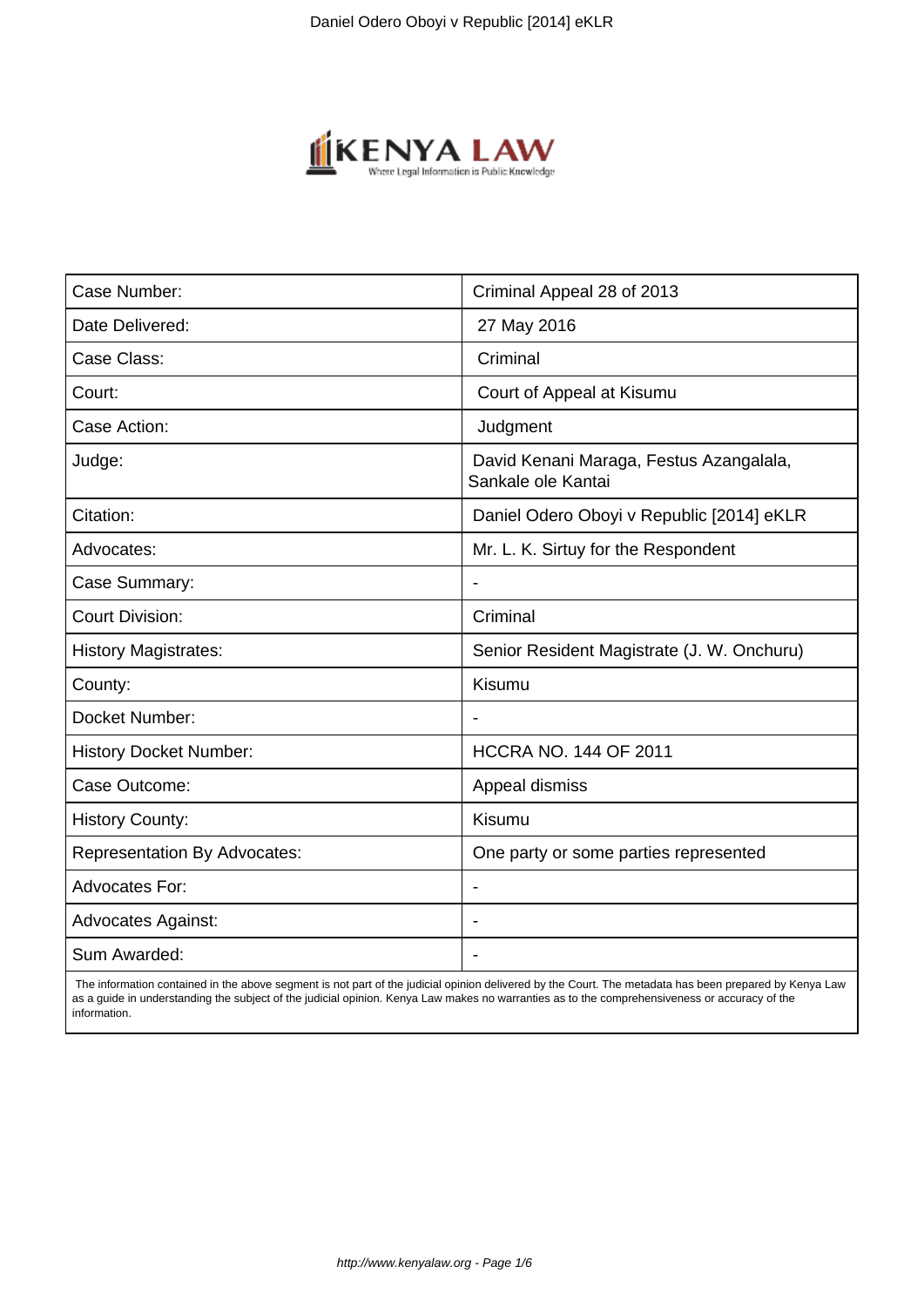| Case Number: | Criminal Appeal 28 of 2013 |
|---|---|
| Date Delivered: | 27 May 2016 |
| Case Class: | Criminal |
| Court: | Court of Appeal at Kisumu |
| Case Action: | Judgment |
| Judge: | David Kenani Maraga, Festus Azangalala, Sankale ole Kantai |
| Citation: | Daniel Odero Oboyi v Republic [2014] eKLR |
| Advocates: | Mr. L. K. Sirtuy for the Respondent |
| Case Summary: | - |
| Court Division: | Criminal |
| History Magistrates: | Senior Resident Magistrate (J. W. Onchuru) |
| County: | Kisumu |
| Docket Number: | - |
| History Docket Number: | HCCRA NO. 144 OF 2011 |
| Case Outcome: | Appeal dismiss |
| History County: | Kisumu |
| Representation By Advocates: | One party or some parties represented |
| Advocates For: | - |
| Advocates Against: | - |
| Sum Awarded: | - |

The information contained in the above segment is not part of the judicial opinion delivered by the Court. The metadata has been prepared by Kenya Law as a guide in understanding the subject of the judicial opinion. Kenya Law makes no warranties as to the comprehensiveness or accuracy of the information.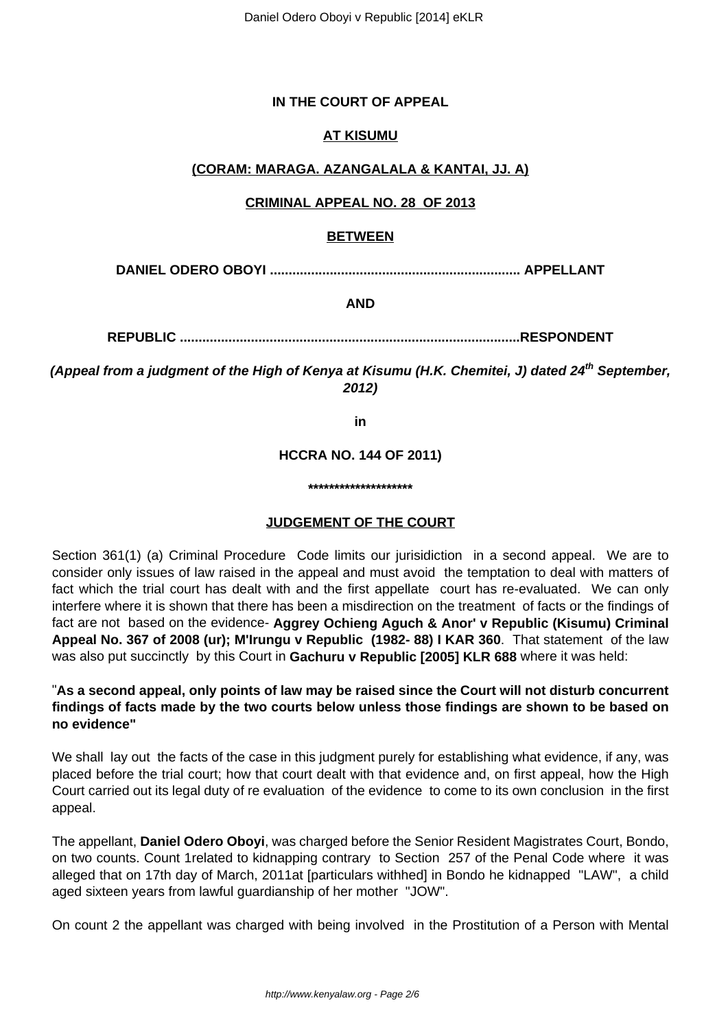**IN THE COURT OF APPEAL**

**AT KISUMU**

**(CORAM: MARAGA. AZANGALALA & KANTAI, JJ. A)**

**CRIMINAL APPEAL NO. 28 OF 2013**

**BETWEEN**

**DANIEL ODERO OBOYI .................................................................. APPELLANT**

**AND**

**REPUBLIC ..........................................................................................RESPONDENT**

***(Appeal from a judgment of the High of Kenya at Kisumu (H.K. Chemitei, J) dated 24th September, 2012)***

**in**

**HCCRA NO. 144 OF 2011)**

**\*\*\*\*\*\*\*\*\*\*\*\*\*\*\*\*\*\*\*\***

**JUDGEMENT OF THE COURT**

Section 361(1) (a) Criminal Procedure Code limits our jurisidiction in a second appeal. We are to consider only issues of law raised in the appeal and must avoid the temptation to deal with matters of fact which the trial court has dealt with and the first appellate court has re-evaluated. We can only interfere where it is shown that there has been a misdirection on the treatment of facts or the findings of fact are not based on the evidence- **Aggrey Ochieng Aguch & Anor' v Republic (Kisumu) Criminal Appeal No. 367 of 2008 (ur); M'Irungu v Republic (1982- 88) I KAR 360**. That statement of the law was also put succinctly by this Court in **Gachuru v Republic [2005] KLR 688** where it was held:

"**As a second appeal, only points of law may be raised since the Court will not disturb concurrent findings of facts made by the two courts below unless those findings are shown to be based on no evidence"**

We shall lay out the facts of the case in this judgment purely for establishing what evidence, if any, was placed before the trial court; how that court dealt with that evidence and, on first appeal, how the High Court carried out its legal duty of re evaluation of the evidence to come to its own conclusion in the first appeal.

The appellant, **Daniel Odero Oboyi**, was charged before the Senior Resident Magistrates Court, Bondo, on two counts. Count 1related to kidnapping contrary to Section 257 of the Penal Code where it was alleged that on 17th day of March, 2011at [particulars withhed] in Bondo he kidnapped "LAW", a child aged sixteen years from lawful guardianship of her mother "JOW".

On count 2 the appellant was charged with being involved in the Prostitution of a Person with Mental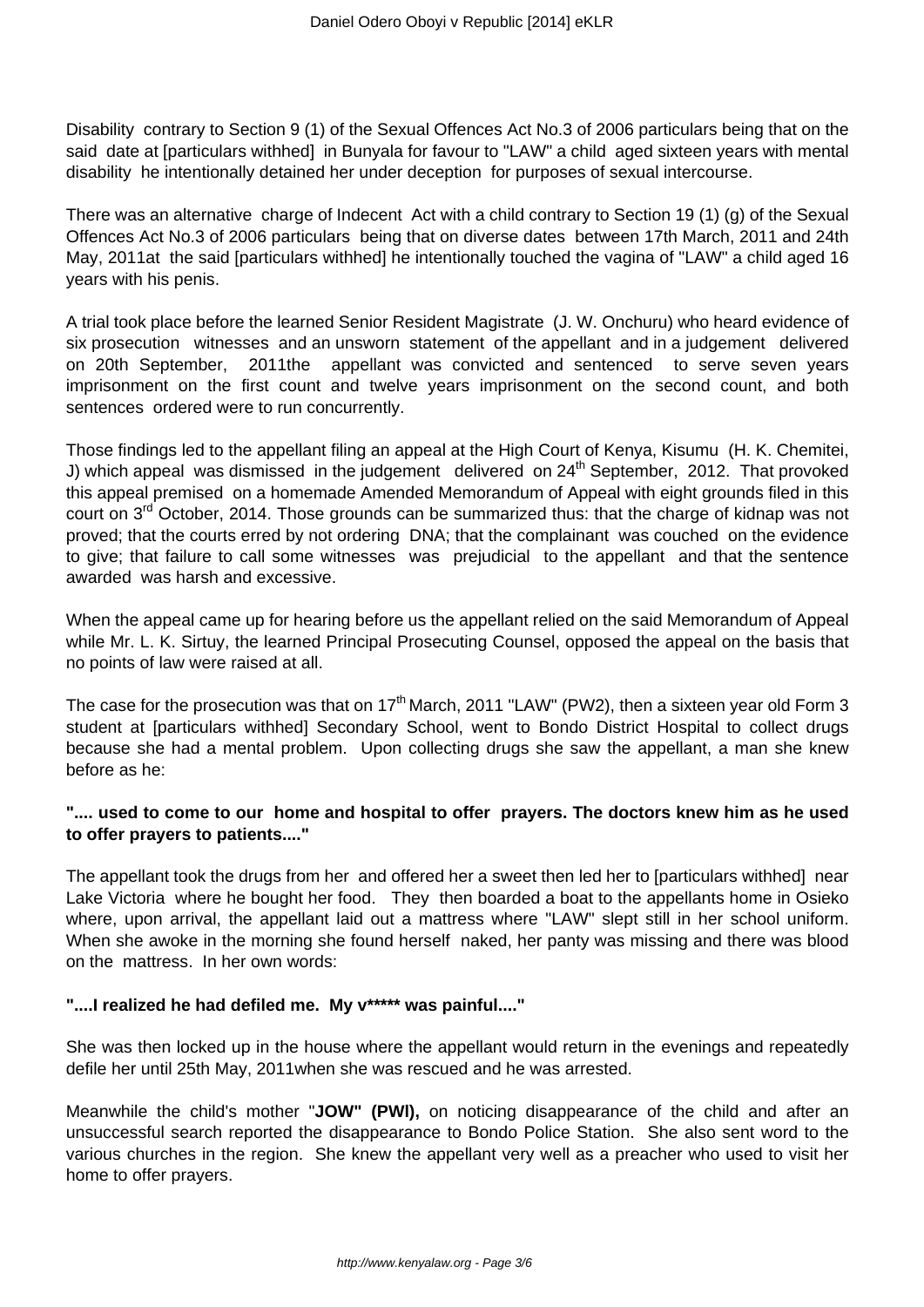Disability contrary to Section 9 (1) of the Sexual Offences Act No.3 of 2006 particulars being that on the said date at [particulars withhed] in Bunyala for favour to "LAW" a child aged sixteen years with mental disability he intentionally detained her under deception for purposes of sexual intercourse.

There was an alternative charge of Indecent Act with a child contrary to Section 19 (1) (g) of the Sexual Offences Act No.3 of 2006 particulars being that on diverse dates between 17th March, 2011 and 24th May, 2011at the said [particulars withhed] he intentionally touched the vagina of "LAW" a child aged 16 years with his penis.

A trial took place before the learned Senior Resident Magistrate (J. W. Onchuru) who heard evidence of six prosecution witnesses and an unsworn statement of the appellant and in a judgement delivered on 20th September, 2011the appellant was convicted and sentenced to serve seven years imprisonment on the first count and twelve years imprisonment on the second count, and both sentences ordered were to run concurrently.

Those findings led to the appellant filing an appeal at the High Court of Kenya, Kisumu (H. K. Chemitei, J) which appeal was dismissed in the judgement delivered on 24th September, 2012. That provoked this appeal premised on a homemade Amended Memorandum of Appeal with eight grounds filed in this court on 3rd October, 2014. Those grounds can be summarized thus: that the charge of kidnap was not proved; that the courts erred by not ordering DNA; that the complainant was couched on the evidence to give; that failure to call some witnesses was prejudicial to the appellant and that the sentence awarded was harsh and excessive.

When the appeal came up for hearing before us the appellant relied on the said Memorandum of Appeal while Mr. L. K. Sirtuy, the learned Principal Prosecuting Counsel, opposed the appeal on the basis that no points of law were raised at all.

The case for the prosecution was that on 17th March, 2011 "LAW" (PW2), then a sixteen year old Form 3 student at [particulars withhed] Secondary School, went to Bondo District Hospital to collect drugs because she had a mental problem. Upon collecting drugs she saw the appellant, a man she knew before as he:

**".... used to come to our home and hospital to offer prayers. The doctors knew him as he used to offer prayers to patients...."**

The appellant took the drugs from her and offered her a sweet then led her to [particulars withhed] near Lake Victoria where he bought her food. They then boarded a boat to the appellants home in Osieko where, upon arrival, the appellant laid out a mattress where "LAW" slept still in her school uniform. When she awoke in the morning she found herself naked, her panty was missing and there was blood on the mattress. In her own words:

**"....I realized he had defiled me. My v***** was painful...."**

She was then locked up in the house where the appellant would return in the evenings and repeatedly defile her until 25th May, 2011when she was rescued and he was arrested.

Meanwhile the child's mother "**JOW" (PWI),** on noticing disappearance of the child and after an unsuccessful search reported the disappearance to Bondo Police Station. She also sent word to the various churches in the region. She knew the appellant very well as a preacher who used to visit her home to offer prayers.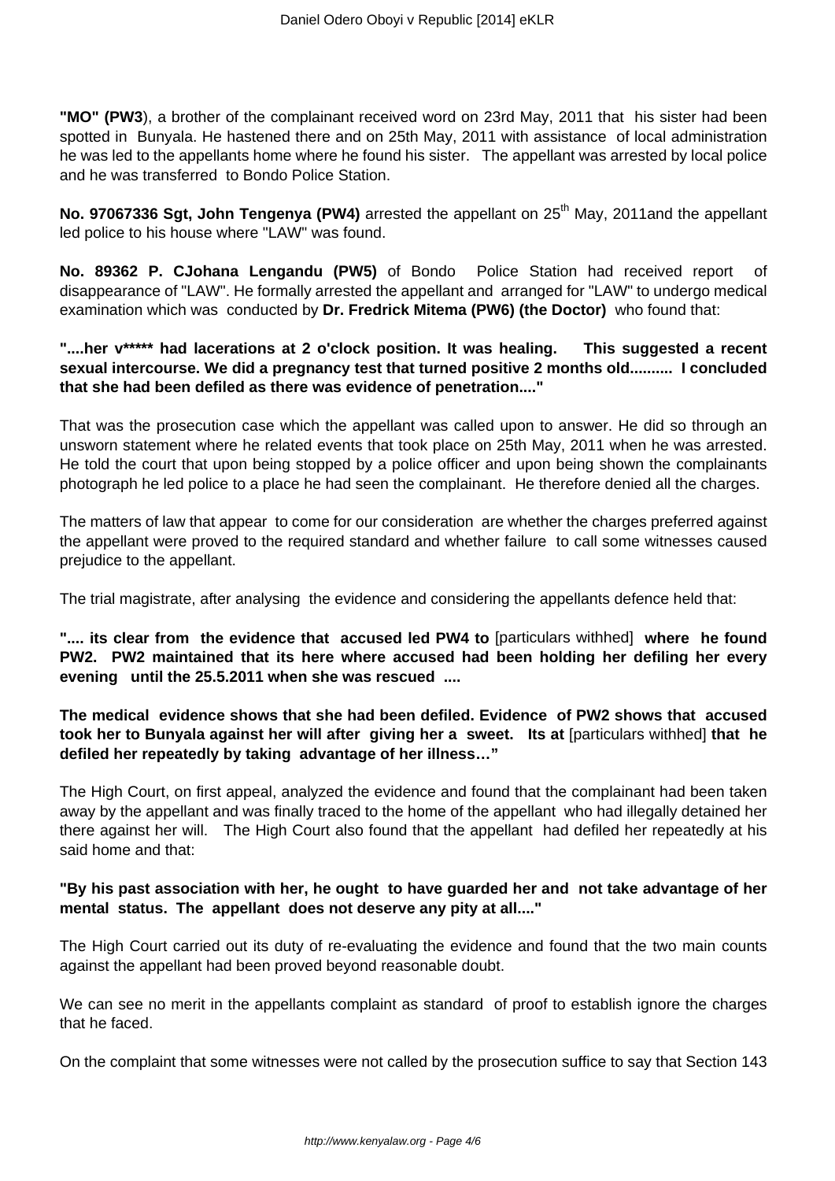**"MO" (PW3**), a brother of the complainant received word on 23rd May, 2011 that his sister had been spotted in Bunyala. He hastened there and on 25th May, 2011 with assistance of local administration he was led to the appellants home where he found his sister. The appellant was arrested by local police and he was transferred to Bondo Police Station.

**No. 97067336 Sgt, John Tengenya (PW4)** arrested the appellant on 25th May, 2011and the appellant led police to his house where "LAW" was found.

**No. 89362 P. CJohana Lengandu (PW5)** of Bondo Police Station had received report of disappearance of "LAW". He formally arrested the appellant and arranged for "LAW" to undergo medical examination which was conducted by **Dr. Fredrick Mitema (PW6) (the Doctor)** who found that:

**"....her v***** had lacerations at 2 o'clock position. It was healing. This suggested a recent sexual intercourse. We did a pregnancy test that turned positive 2 months old.......... I concluded that she had been defiled as there was evidence of penetration...."**

That was the prosecution case which the appellant was called upon to answer. He did so through an unsworn statement where he related events that took place on 25th May, 2011 when he was arrested. He told the court that upon being stopped by a police officer and upon being shown the complainants photograph he led police to a place he had seen the complainant. He therefore denied all the charges.

The matters of law that appear to come for our consideration are whether the charges preferred against the appellant were proved to the required standard and whether failure to call some witnesses caused prejudice to the appellant.

The trial magistrate, after analysing the evidence and considering the appellants defence held that:

**".... its clear from the evidence that accused led PW4 to** [particulars withhed] **where he found PW2. PW2 maintained that its here where accused had been holding her defiling her every evening until the 25.5.2011 when she was rescued ....**

**The medical evidence shows that she had been defiled. Evidence of PW2 shows that accused took her to Bunyala against her will after giving her a sweet. Its at** [particulars withhed] **that he defiled her repeatedly by taking advantage of her illness…"**

The High Court, on first appeal, analyzed the evidence and found that the complainant had been taken away by the appellant and was finally traced to the home of the appellant who had illegally detained her there against her will. The High Court also found that the appellant had defiled her repeatedly at his said home and that:

**"By his past association with her, he ought to have guarded her and not take advantage of her mental status. The appellant does not deserve any pity at all...."**

The High Court carried out its duty of re-evaluating the evidence and found that the two main counts against the appellant had been proved beyond reasonable doubt.

We can see no merit in the appellants complaint as standard of proof to establish ignore the charges that he faced.

On the complaint that some witnesses were not called by the prosecution suffice to say that Section 143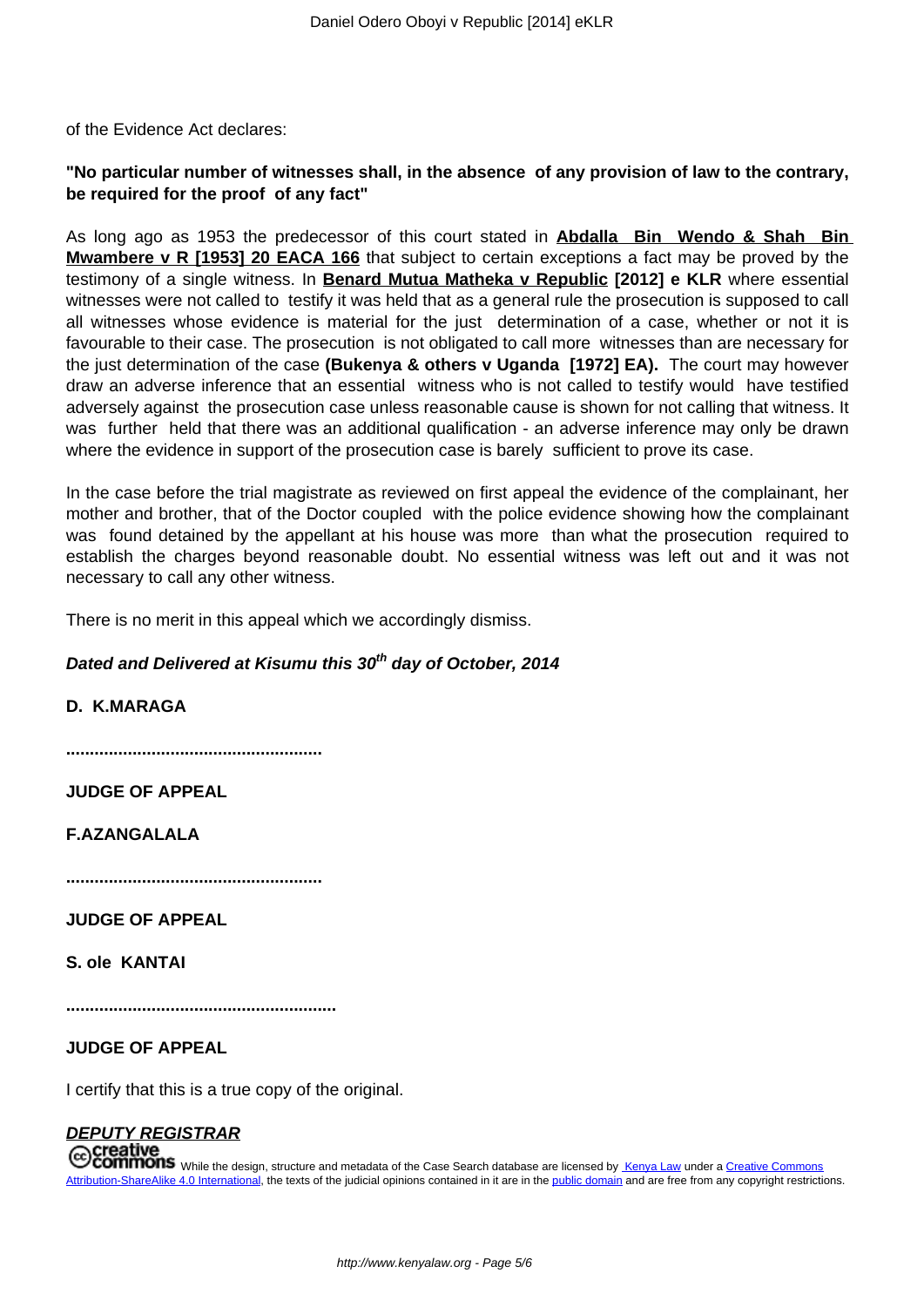of the Evidence Act declares:

**"No particular number of witnesses shall, in the absence of any provision of law to the contrary, be required for the proof of any fact"**

As long ago as 1953 the predecessor of this court stated in **Abdalla Bin Wendo & Shah Bin Mwambere v R [1953] 20 EACA 166** that subject to certain exceptions a fact may be proved by the testimony of a single witness. In **Benard Mutua Matheka v Republic [2012] e KLR** where essential witnesses were not called to testify it was held that as a general rule the prosecution is supposed to call all witnesses whose evidence is material for the just determination of a case, whether or not it is favourable to their case. The prosecution is not obligated to call more witnesses than are necessary for the just determination of the case **(Bukenya & others v Uganda [1972] EA).** The court may however draw an adverse inference that an essential witness who is not called to testify would have testified adversely against the prosecution case unless reasonable cause is shown for not calling that witness. It was further held that there was an additional qualification - an adverse inference may only be drawn where the evidence in support of the prosecution case is barely sufficient to prove its case.

In the case before the trial magistrate as reviewed on first appeal the evidence of the complainant, her mother and brother, that of the Doctor coupled with the police evidence showing how the complainant was found detained by the appellant at his house was more than what the prosecution required to establish the charges beyond reasonable doubt. No essential witness was left out and it was not necessary to call any other witness.

There is no merit in this appeal which we accordingly dismiss.

***Dated and Delivered at Kisumu this 30th day of October, 2014***

**D. K.MARAGA**

**......................................................**

**JUDGE OF APPEAL**

**F.AZANGALALA**

**......................................................**

**JUDGE OF APPEAL**

**S. ole KANTAI**

**.........................................................**

**JUDGE OF APPEAL**

I certify that this is a true copy of the original.

***DEPUTY REGISTRAR***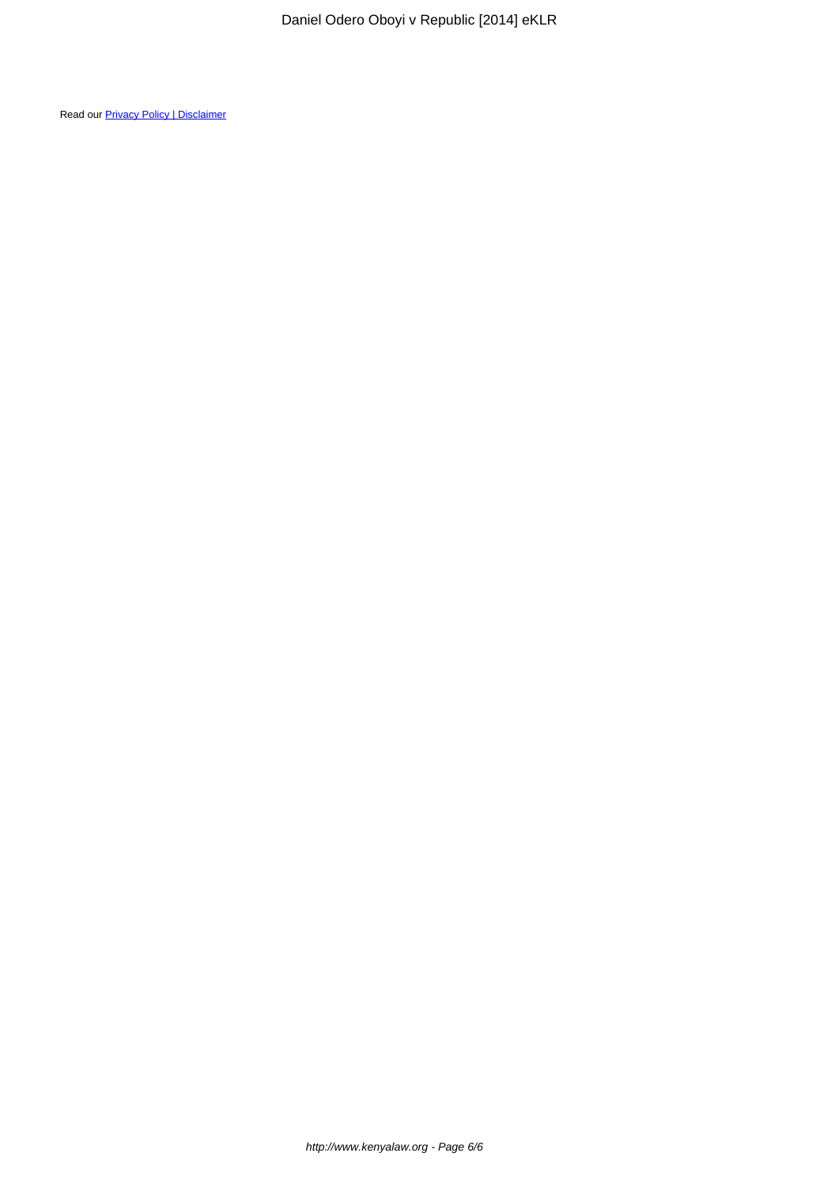Read our [Privacy Policy | Disclaimer]